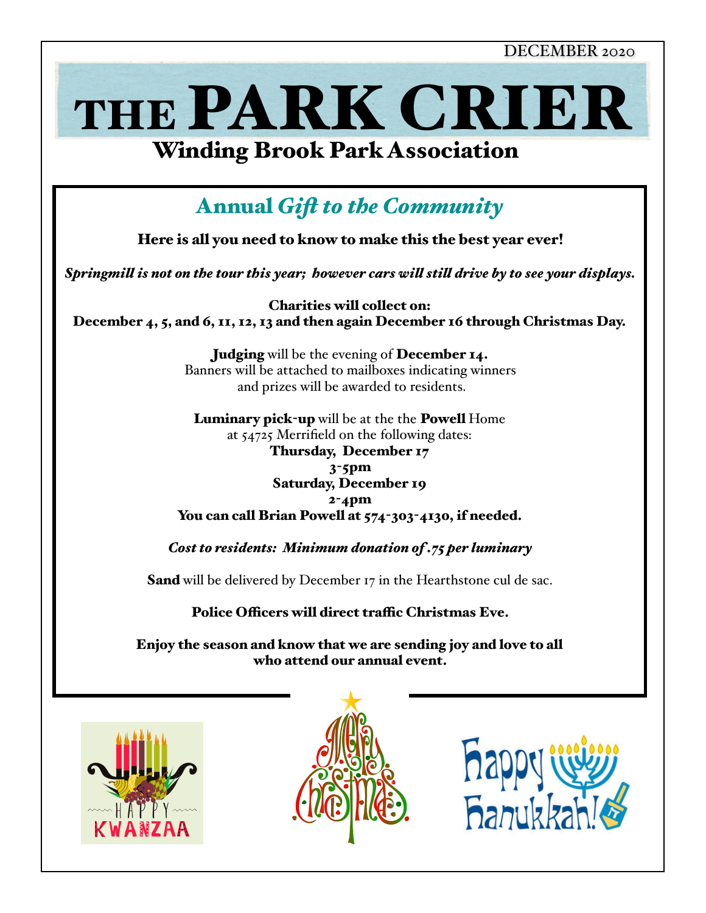DECEMBER 2020

# THE PARK CRIER

## Winding Brook Park Association

## Annual *Gift to the Community*

**Here is all you need to know to make this the best year ever!**

*Springmill is not on the tour this year;  however cars will still drive by to see your displays.*

**Charities will collect on:**
**December 4, 5, and 6, 11, 12, 13 and then again December 16 through Christmas Day.**

**Judging** will be the evening of **December 14.**
Banners will be attached to mailboxes indicating winners
and prizes will be awarded to residents.

**Luminary pick-up** will be at the the **Powell** Home
at 54725 Merrifield on the following dates:
**Thursday,  December 17**
**3-5pm**
**Saturday, December 19**
**2-4pm**
**You can call Brian Powell at 574-303-4130, if needed.**

*Cost to residents:  Minimum donation of .75 per luminary*

**Sand** will be delivered by December 17 in the Hearthstone cul de sac.

**Police Officers will direct traffic Christmas Eve.**

**Enjoy the season and know that we are sending joy and love to all who attend our annual event.**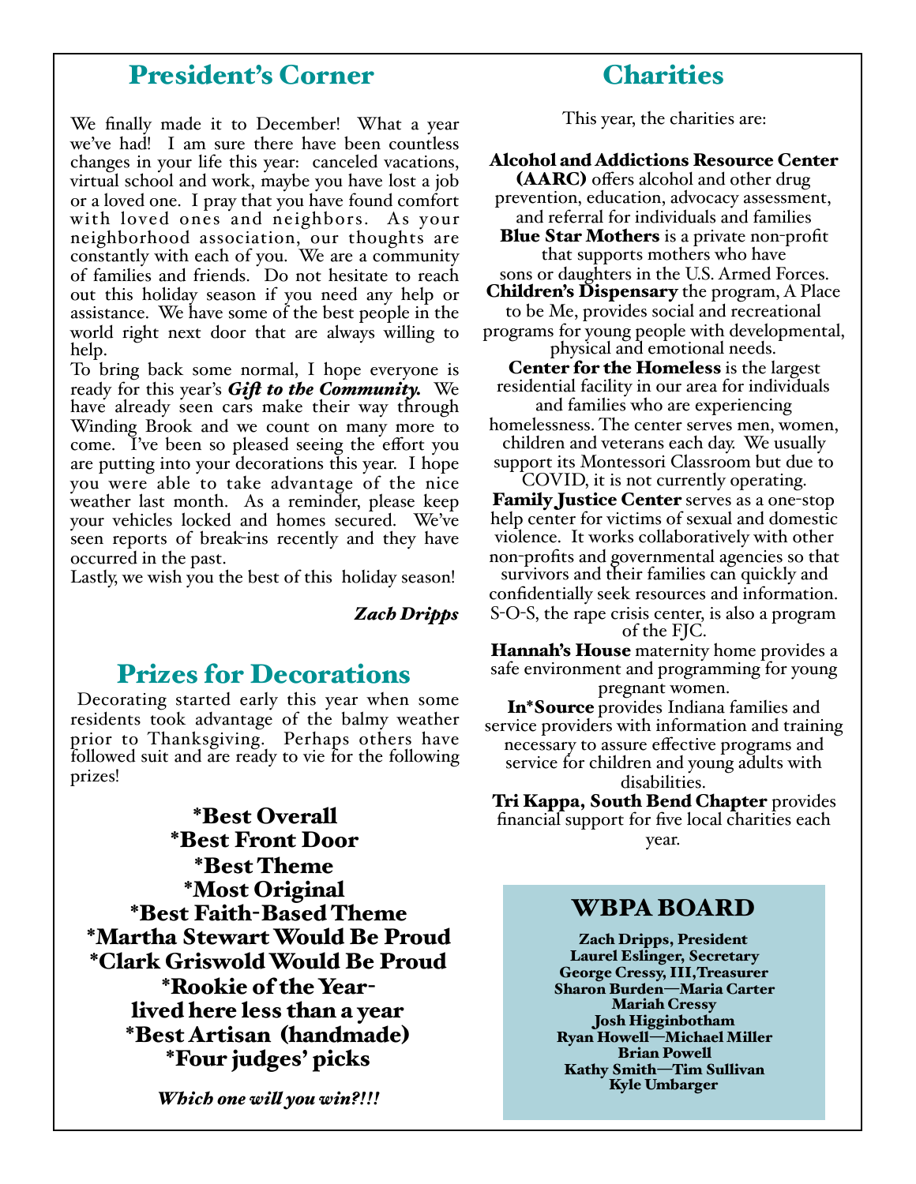## President's Corner

We finally made it to December! What a year we've had! I am sure there have been countless changes in your life this year: canceled vacations, virtual school and work, maybe you have lost a job or a loved one. I pray that you have found comfort with loved ones and neighbors. As your neighborhood association, our thoughts are constantly with each of you. We are a community of families and friends. Do not hesitate to reach out this holiday season if you need any help or assistance. We have some of the best people in the world right next door that are always willing to help.

To bring back some normal, I hope everyone is ready for this year's ***Gift to the Community.*** We have already seen cars make their way through Winding Brook and we count on many more to come. I've been so pleased seeing the effort you are putting into your decorations this year. I hope you were able to take advantage of the nice weather last month. As a reminder, please keep your vehicles locked and homes secured. We've seen reports of break-ins recently and they have occurred in the past.

Lastly, we wish you the best of this holiday season!

***Zach Dripps***

## Prizes for Decorations

Decorating started early this year when some residents took advantage of the balmy weather prior to Thanksgiving. Perhaps others have followed suit and are ready to vie for the following prizes!

**\*Best Overall**
**\*Best Front Door**
**\*Best Theme**
**\*Most Original**
**\*Best Faith-Based Theme**
**\*Martha Stewart Would Be Proud**
**\*Clark Griswold Would Be Proud**
**\*Rookie of the Year- lived here less than a year**
**\*Best Artisan (handmade)**
**\*Four judges' picks**

***Which one will you win?!!!***

## Charities

This year, the charities are:

**Alcohol and Addictions Resource Center (AARC)** offers alcohol and other drug prevention, education, advocacy assessment, and referral for individuals and families

**Blue Star Mothers** is a private non-profit that supports mothers who have sons or daughters in the U.S. Armed Forces.

**Children's Dispensary** the program, A Place to be Me, provides social and recreational programs for young people with developmental, physical and emotional needs.

**Center for the Homeless** is the largest residential facility in our area for individuals and families who are experiencing homelessness. The center serves men, women, children and veterans each day. We usually support its Montessori Classroom but due to COVID, it is not currently operating.

**Family Justice Center** serves as a one-stop help center for victims of sexual and domestic violence. It works collaboratively with other non-profits and governmental agencies so that survivors and their families can quickly and confidentially seek resources and information. S-O-S, the rape crisis center, is also a program of the FJC.

**Hannah's House** maternity home provides a safe environment and programming for young pregnant women.

**In\*Source** provides Indiana families and service providers with information and training necessary to assure effective programs and service for children and young adults with disabilities.

**Tri Kappa, South Bend Chapter** provides financial support for five local charities each year.

### WBPA BOARD

**Zach Dripps, President**
**Laurel Eslinger, Secretary**
**George Cressy, III, Treasurer**
**Sharon Burden—Maria Carter**
**Mariah Cressy**
**Josh Higginbotham**
**Ryan Howell—Michael Miller**
**Brian Powell**
**Kathy Smith—Tim Sullivan**
**Kyle Umbarger**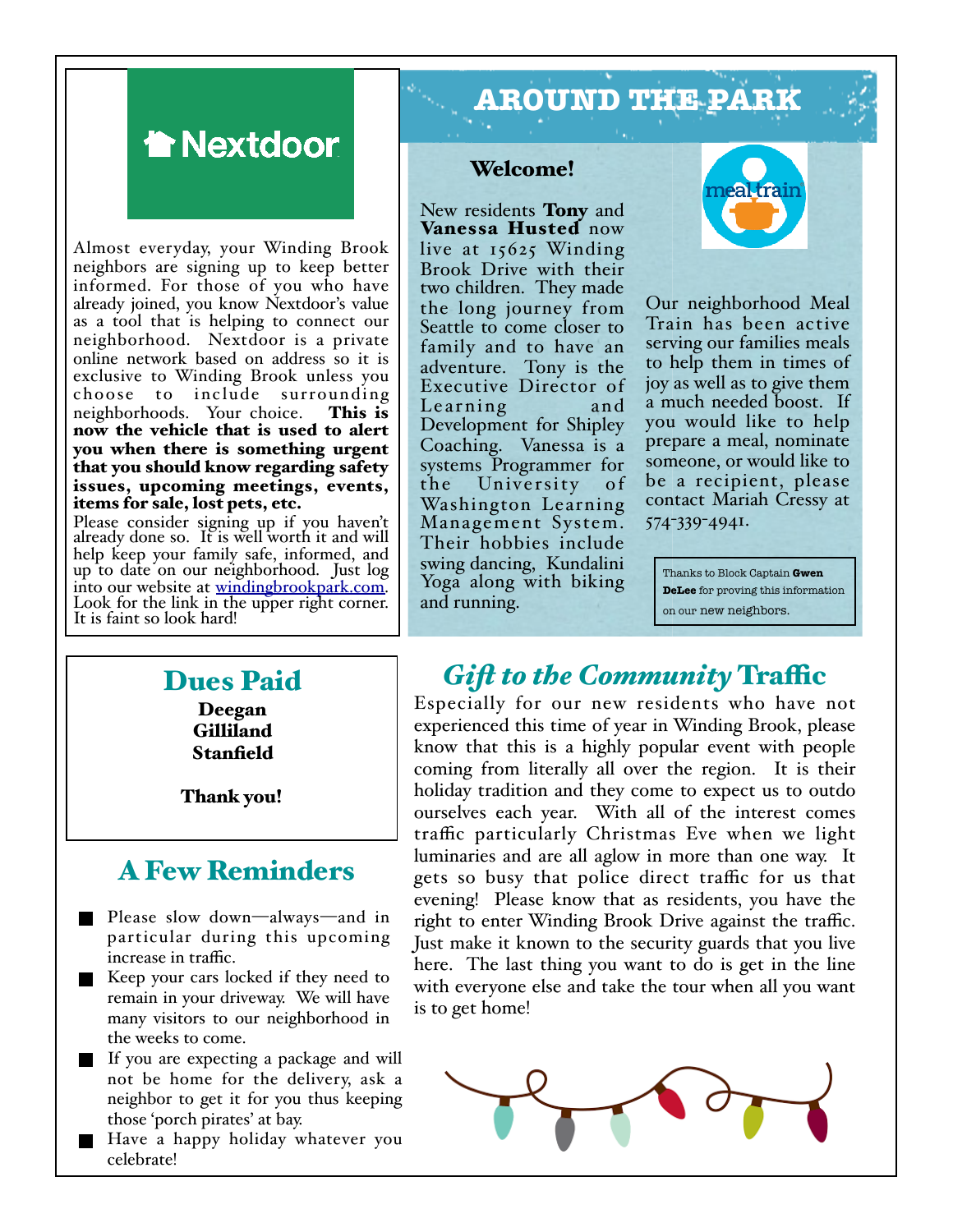**Nextdoor**

Almost everyday, your Winding Brook neighbors are signing up to keep better informed. For those of you who have already joined, you know Nextdoor's value as a tool that is helping to connect our neighborhood. Nextdoor is a private online network based on address so it is exclusive to Winding Brook unless you choose to include surrounding neighborhoods. Your choice. **This is now the vehicle that is used to alert you when there is something urgent that you should know regarding safety issues, upcoming meetings, events, items for sale, lost pets, etc.**

Please consider signing up if you haven't already done so. It is well worth it and will help keep your family safe, informed, and up to date on our neighborhood. Just log into our website at [windingbrookpark.com](windingbrookpark.com). Look for the link in the upper right corner. It is faint so look hard!

# AROUND THE PARK

## Welcome!

New residents **Tony** and **Vanessa Husted** now live at 15625 Winding Brook Drive with their two children. They made the long journey from Seattle to come closer to family and to have an adventure. Tony is the Executive Director of Learning and Development for Shipley Coaching. Vanessa is a systems Programmer for the University of Washington Learning Management System. Their hobbies include swing dancing, Kundalini Yoga along with biking and running.

meal train

Our neighborhood Meal Train has been active serving our families meals to help them in times of joy as well as to give them a much needed boost. If you would like to help prepare a meal, nominate someone, or would like to be a recipient, please contact Mariah Cressy at 574-339-4941.

Thanks to Block Captain **Gwen DeLee** for proving this information on our new neighbors.

## Dues Paid

**Deegan**
**Gilliland**
**Stanfield**

**Thank you!**

## *Gift to the Community* Traffic

Especially for our new residents who have not experienced this time of year in Winding Brook, please know that this is a highly popular event with people coming from literally all over the region. It is their holiday tradition and they come to expect us to outdo ourselves each year. With all of the interest comes traffic particularly Christmas Eve when we light luminaries and are all aglow in more than one way. It gets so busy that police direct traffic for us that evening! Please know that as residents, you have the right to enter Winding Brook Drive against the traffic. Just make it known to the security guards that you live here. The last thing you want to do is get in the line with everyone else and take the tour when all you want is to get home!

## A Few Reminders

- Please slow down—always—and in particular during this upcoming increase in traffic.
- Keep your cars locked if they need to remain in your driveway. We will have many visitors to our neighborhood in the weeks to come.
- If you are expecting a package and will not be home for the delivery, ask a neighbor to get it for you thus keeping those 'porch pirates' at bay.
- Have a happy holiday whatever you celebrate!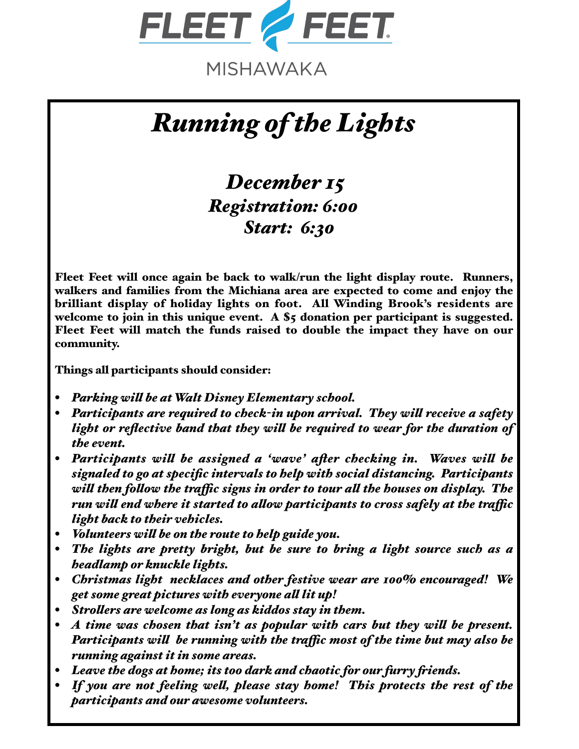FLEET FEET

MISHAWAKA

# *Running of the Lights*

## *December 15*
## *Registration: 6:00*
## *Start: 6:30*

**Fleet Feet will once again be back to walk/run the light display route. Runners, walkers and families from the Michiana area are expected to come and enjoy the brilliant display of holiday lights on foot. All Winding Brook's residents are welcome to join in this unique event. A $5 donation per participant is suggested. Fleet Feet will match the funds raised to double the impact they have on our community.**

**Things all participants should consider:**

- ***Parking will be at Walt Disney Elementary school.***
- ***Participants are required to check-in upon arrival. They will receive a safety light or reflective band that they will be required to wear for the duration of the event.***
- ***Participants will be assigned a 'wave' after checking in. Waves will be signaled to go at specific intervals to help with social distancing. Participants will then follow the traffic signs in order to tour all the houses on display. The run will end where it started to allow participants to cross safely at the traffic light back to their vehicles.***
- ***Volunteers will be on the route to help guide you.***
- ***The lights are pretty bright, but be sure to bring a light source such as a headlamp or knuckle lights.***
- ***Christmas light necklaces and other festive wear are 100% encouraged! We get some great pictures with everyone all lit up!***
- ***Strollers are welcome as long as kiddos stay in them.***
- ***A time was chosen that isn't as popular with cars but they will be present. Participants will be running with the traffic most of the time but may also be running against it in some areas.***
- ***Leave the dogs at home; its too dark and chaotic for our furry friends.***
- ***If you are not feeling well, please stay home! This protects the rest of the participants and our awesome volunteers.***